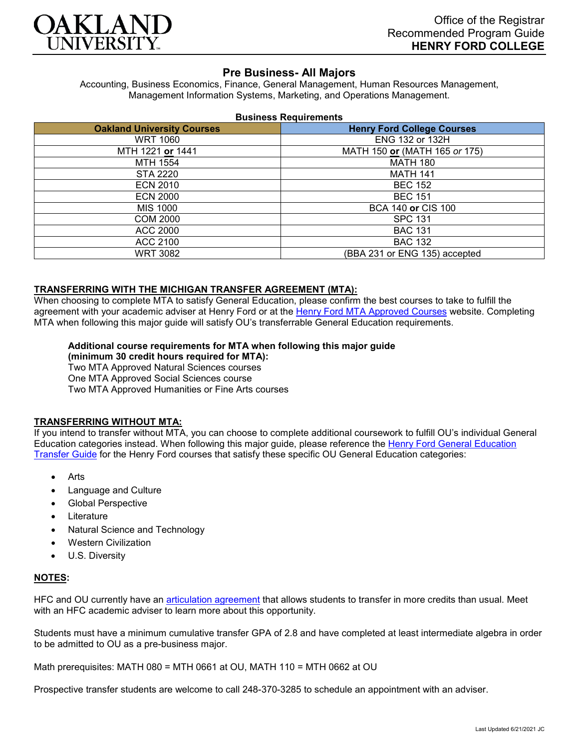# OAKLAND UNIVERSITY

Office of the Registrar
Recommended Program Guide
**HENRY FORD COLLEGE**

## Pre Business- All Majors

Accounting, Business Economics, Finance, General Management, Human Resources Management, Management Information Systems, Marketing, and Operations Management.

**Business Requirements**

| Oakland University Courses | Henry Ford College Courses |
|---|---|
| WRT 1060 | ENG 132 or 132H |
| MTH 1221 **or** 1441 | MATH 150 **or** (MATH 165 *or* 175) |
| MTH 1554 | MATH 180 |
| STA 2220 | MATH 141 |
| ECN 2010 | BEC 152 |
| ECN 2000 | BEC 151 |
| MIS 1000 | BCA 140 **or** CIS 100 |
| COM 2000 | SPC 131 |
| ACC 2000 | BAC 131 |
| ACC 2100 | BAC 132 |
| WRT 3082 | (BBA 231 or ENG 135) accepted |

### TRANSFERRING WITH THE MICHIGAN TRANSFER AGREEMENT (MTA):

When choosing to complete MTA to satisfy General Education, please confirm the best courses to take to fulfill the agreement with your academic adviser at Henry Ford or at the Henry Ford MTA Approved Courses website. Completing MTA when following this major guide will satisfy OU's transferrable General Education requirements.

**Additional course requirements for MTA when following this major guide (minimum 30 credit hours required for MTA):**
Two MTA Approved Natural Sciences courses
One MTA Approved Social Sciences course
Two MTA Approved Humanities or Fine Arts courses

### TRANSFERRING WITHOUT MTA:

If you intend to transfer without MTA, you can choose to complete additional coursework to fulfill OU's individual General Education categories instead. When following this major guide, please reference the Henry Ford General Education Transfer Guide for the Henry Ford courses that satisfy these specific OU General Education categories:

- Arts
- Language and Culture
- Global Perspective
- Literature
- Natural Science and Technology
- Western Civilization
- U.S. Diversity

### NOTES:

HFC and OU currently have an articulation agreement that allows students to transfer in more credits than usual. Meet with an HFC academic adviser to learn more about this opportunity.

Students must have a minimum cumulative transfer GPA of 2.8 and have completed at least intermediate algebra in order to be admitted to OU as a pre-business major.

Math prerequisites: MATH 080 = MTH 0661 at OU, MATH 110 = MTH 0662 at OU

Prospective transfer students are welcome to call 248-370-3285 to schedule an appointment with an adviser.

Last Updated 6/21/2021 JC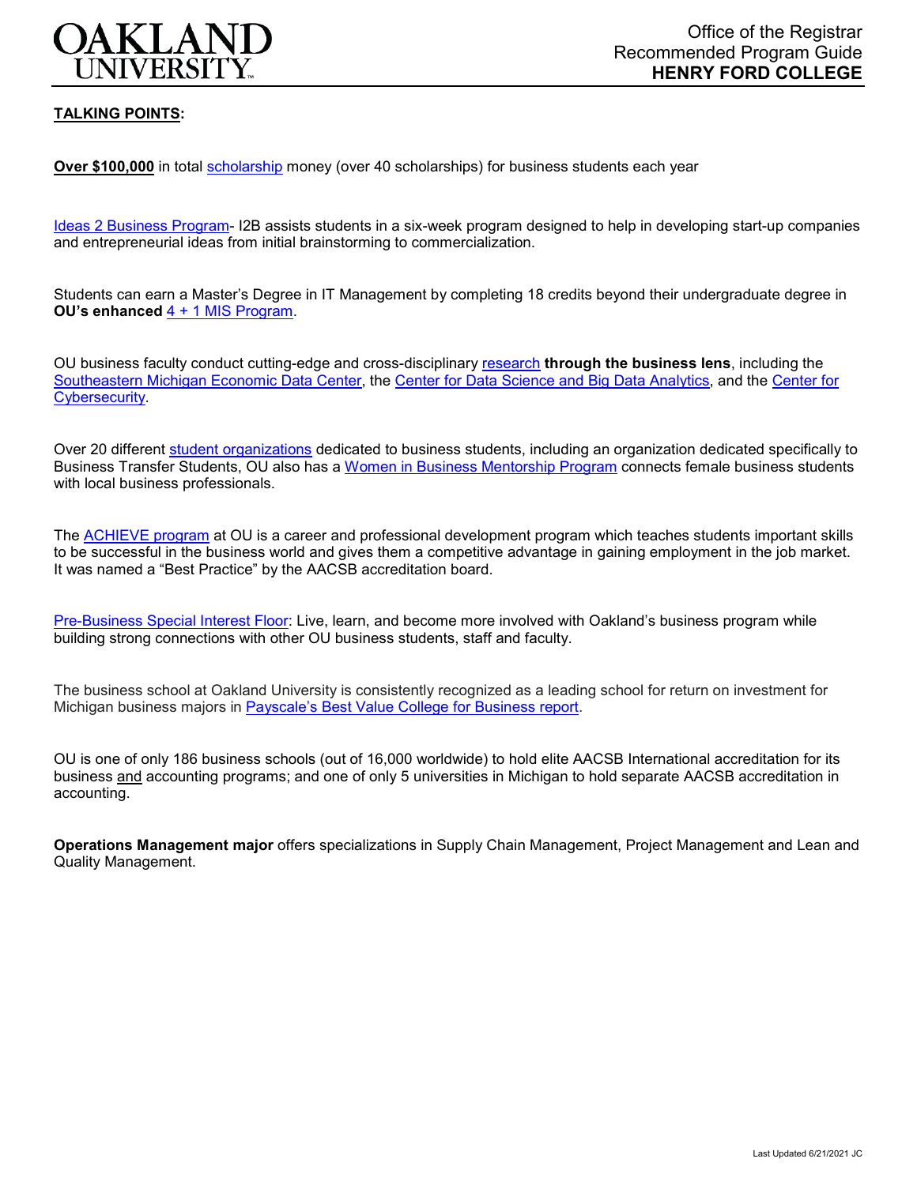**TALKING POINTS:**

**Over $100,000** in total scholarship money (over 40 scholarships) for business students each year

Ideas 2 Business Program- I2B assists students in a six-week program designed to help in developing start-up companies and entrepreneurial ideas from initial brainstorming to commercialization.

Students can earn a Master's Degree in IT Management by completing 18 credits beyond their undergraduate degree in **OU's enhanced** 4 + 1 MIS Program.

OU business faculty conduct cutting-edge and cross-disciplinary research **through the business lens**, including the Southeastern Michigan Economic Data Center, the Center for Data Science and Big Data Analytics, and the Center for Cybersecurity.

Over 20 different student organizations dedicated to business students, including an organization dedicated specifically to Business Transfer Students, OU also has a Women in Business Mentorship Program connects female business students with local business professionals.

The ACHIEVE program at OU is a career and professional development program which teaches students important skills to be successful in the business world and gives them a competitive advantage in gaining employment in the job market. It was named a "Best Practice" by the AACSB accreditation board.

Pre-Business Special Interest Floor: Live, learn, and become more involved with Oakland's business program while building strong connections with other OU business students, staff and faculty.

The business school at Oakland University is consistently recognized as a leading school for return on investment for Michigan business majors in Payscale's Best Value College for Business report.

OU is one of only 186 business schools (out of 16,000 worldwide) to hold elite AACSB International accreditation for its business and accounting programs; and one of only 5 universities in Michigan to hold separate AACSB accreditation in accounting.

**Operations Management major** offers specializations in Supply Chain Management, Project Management and Lean and Quality Management.